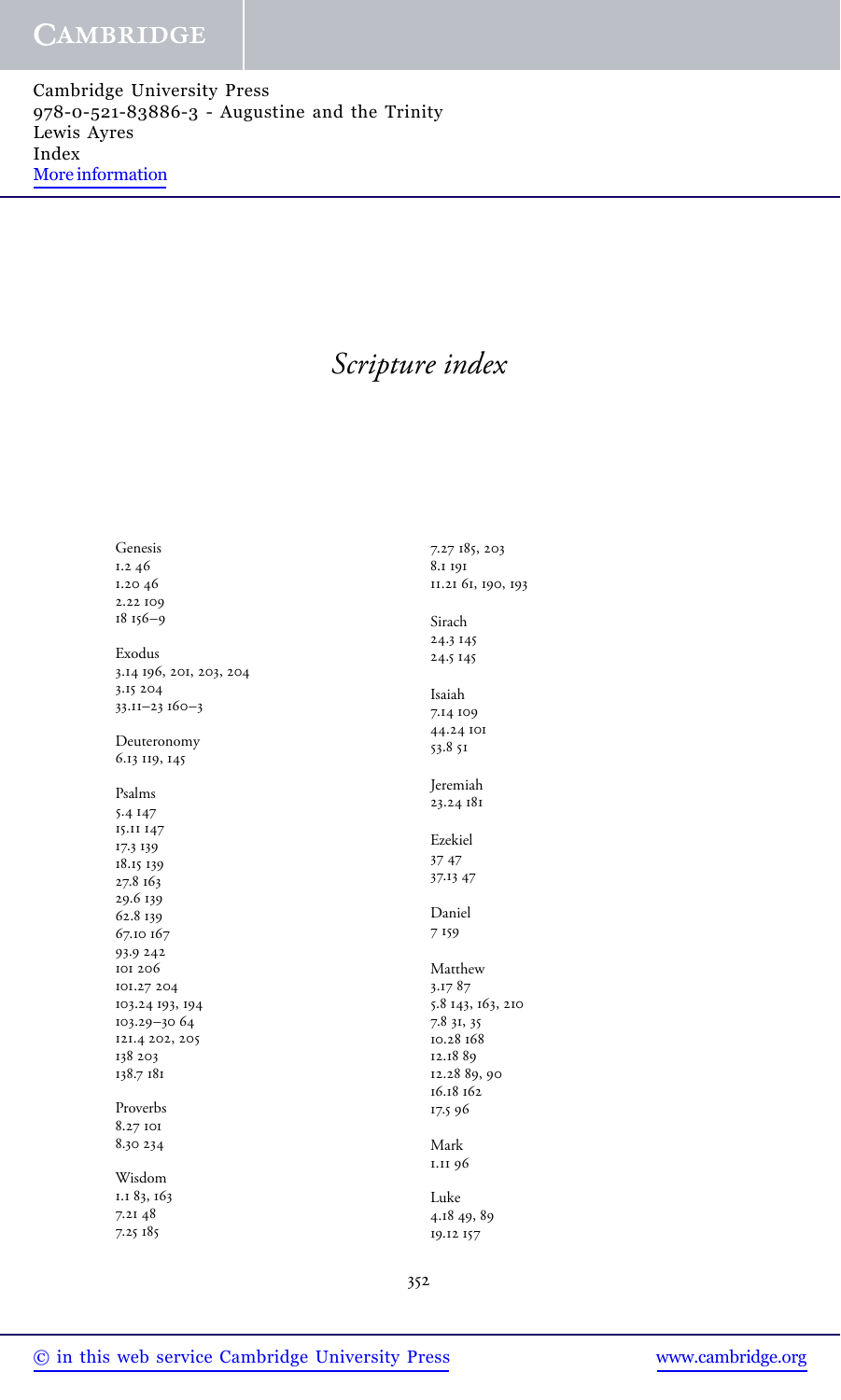# *Scripture index*

Genesis
1.2 46
1.20 46
2.22 109
18 156–9

Exodus
3.14 196, 201, 203, 204
3.15 204
33.11–23 160–3

Deuteronomy
6.13 119, 145

Psalms
5.4 147
15.11 147
17.3 139
18.15 139
27.8 163
29.6 139
62.8 139
67.10 167
93.9 242
101 206
101.27 204
103.24 193, 194
103.29–30 64
121.4 202, 205
138 203
138.7 181

Proverbs
8.27 101
8.30 234

Wisdom
1.1 83, 163
7.21 48
7.25 185
7.27 185, 203
8.1 191
11.21 61, 190, 193

Sirach
24.3 145
24.5 145

Isaiah
7.14 109
44.24 101
53.8 51

Jeremiah
23.24 181

Ezekiel
37 47
37.13 47

Daniel
7 159

Matthew
3.17 87
5.8 143, 163, 210
7.8 31, 35
10.28 168
12.18 89
12.28 89, 90
16.18 162
17.5 96

Mark
1.11 96

Luke
4.18 49, 89
19.12 157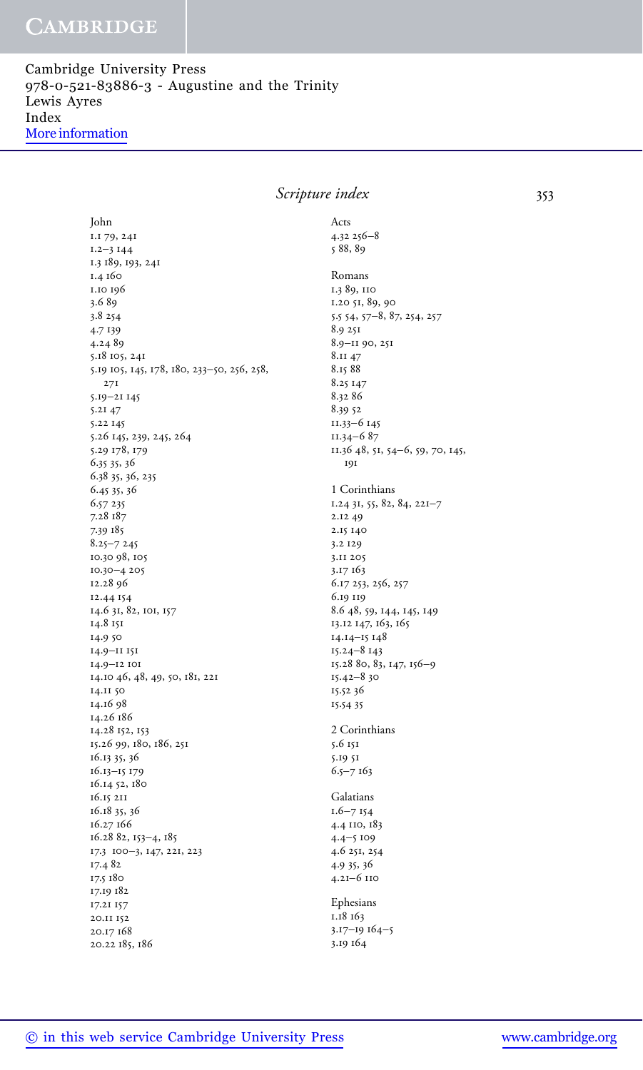## Scripture index

John
1.1 79, 241
1.2–3 144
1.3 189, 193, 241
1.4 160
1.10 196
3.6 89
3.8 254
4.7 139
4.24 89
5.18 105, 241
5.19 105, 145, 178, 180, 233–50, 256, 258, 271
5.19–21 145
5.21 47
5.22 145
5.26 145, 239, 245, 264
5.29 178, 179
6.35 35, 36
6.38 35, 36, 235
6.45 35, 36
6.57 235
7.28 187
7.39 185
8.25–7 245
10.30 98, 105
10.30–4 205
12.28 96
12.44 154
14.6 31, 82, 101, 157
14.8 151
14.9 50
14.9–11 151
14.9–12 101
14.10 46, 48, 49, 50, 181, 221
14.11 50
14.16 98
14.26 186
14.28 152, 153
15.26 99, 180, 186, 251
16.13 35, 36
16.13–15 179
16.14 52, 180
16.15 211
16.18 35, 36
16.27 166
16.28 82, 153–4, 185
17.3 100–3, 147, 221, 223
17.4 82
17.5 180
17.19 182
17.21 157
20.11 152
20.17 168
20.22 185, 186

Acts
4.32 256–8
5 88, 89

Romans
1.3 89, 110
1.20 51, 89, 90
5.5 54, 57–8, 87, 254, 257
8.9 251
8.9–11 90, 251
8.11 47
8.15 88
8.25 147
8.32 86
8.39 52
11.33–6 145
11.34–6 87
11.36 48, 51, 54–6, 59, 70, 145, 191

1 Corinthians
1.24 31, 55, 82, 84, 221–7
2.12 49
2.15 140
3.2 129
3.11 205
3.17 163
6.17 253, 256, 257
6.19 119
8.6 48, 59, 144, 145, 149
13.12 147, 163, 165
14.14–15 148
15.24–8 143
15.28 80, 83, 147, 156–9
15.42–8 30
15.52 36
15.54 35

2 Corinthians
5.6 151
5.19 51
6.5–7 163

Galatians
1.6–7 154
4.4 110, 183
4.4–5 109
4.6 251, 254
4.9 35, 36
4.21–6 110

Ephesians
1.18 163
3.17–19 164–5
3.19 164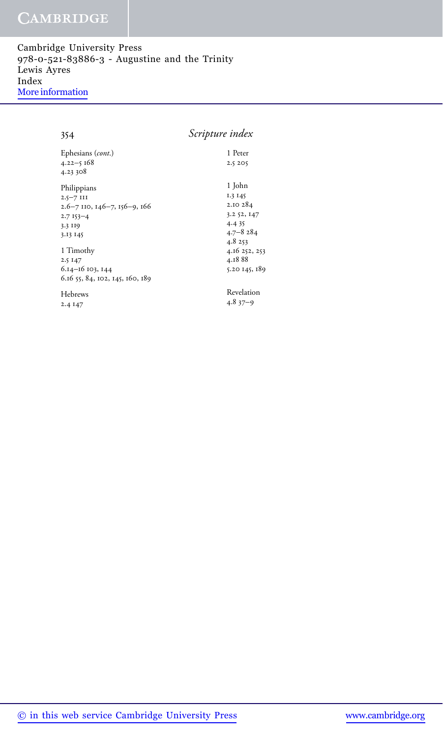## Scripture index

Ephesians (*cont.*)
4.22–5 168
4.23 308

Philippians
2.5–7 111
2.6–7 110, 146–7, 156–9, 166
2.7 153–4
3.3 119
3.13 145

1 Timothy
2.5 147
6.14–16 103, 144
6.16 55, 84, 102, 145, 160, 189

Hebrews
2.4 147

1 Peter
2.5 205

1 John
1.3 145
2.10 284
3.2 52, 147
4.4 35
4.7–8 284
4.8 253
4.16 252, 253
4.18 88
5.20 145, 189

Revelation
4.8 37–9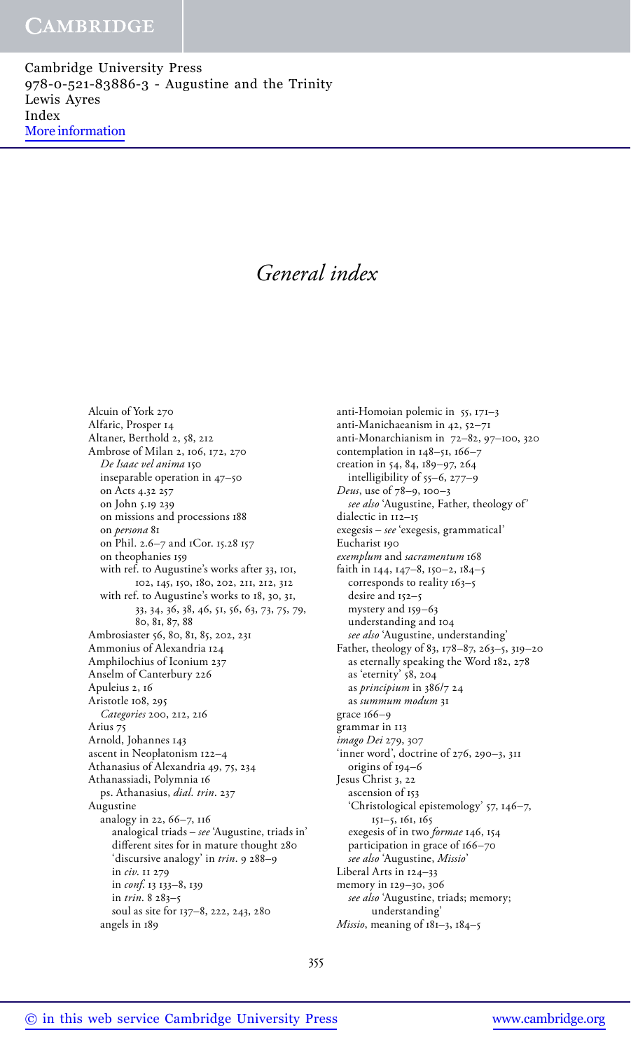# General index

Alcuin of York 270
Alfaric, Prosper 14
Altaner, Berthold 2, 58, 212
Ambrose of Milan 2, 106, 172, 270
  *De Isaac vel anima* 150
  inseparable operation in 47–50
  on Acts 4.32 257
  on John 5.19 239
  on missions and processions 188
  on *persona* 81
  on Phil. 2.6–7 and 1Cor. 15.28 157
  on theophanies 159
  with ref. to Augustine's works after 33, 101, 102, 145, 150, 180, 202, 211, 212, 312
  with ref. to Augustine's works to 18, 30, 31, 33, 34, 36, 38, 46, 51, 56, 63, 73, 75, 79, 80, 81, 87, 88
Ambrosiaster 56, 80, 81, 85, 202, 231
Ammonius of Alexandria 124
Amphilochius of Iconium 237
Anselm of Canterbury 226
Apuleius 2, 16
Aristotle 108, 295
  *Categories* 200, 212, 216
Arius 75
Arnold, Johannes 143
ascent in Neoplatonism 122–4
Athanasius of Alexandria 49, 75, 234
Athanassiadi, Polymnia 16
  ps. Athanasius, *dial. trin.* 237
Augustine
  analogy in 22, 66–7, 116
    analogical triads – *see* 'Augustine, triads in'
    different sites for in mature thought 280
    'discursive analogy' in *trin.* 9 288–9
    in *civ.* 11 279
    in *conf.* 13 133–8, 139
    in *trin.* 8 283–5
    soul as site for 137–8, 222, 243, 280
  angels in 189
  anti-Homoian polemic in 55, 171–3
  anti-Manichaeanism in 42, 52–71
  anti-Monarchianism in 72–82, 97–100, 320
  contemplation in 148–51, 166–7
  creation in 54, 84, 189–97, 264
    intelligibility of 55–6, 277–9
  *Deus*, use of 78–9, 100–3
    *see also* 'Augustine, Father, theology of'
  dialectic in 112–15
  exegesis – *see* 'exegesis, grammatical'
  Eucharist 190
  *exemplum* and *sacramentum* 168
  faith in 144, 147–8, 150–2, 184–5
    corresponds to reality 163–5
    desire and 152–5
    mystery and 159–63
    understanding and 104
    *see also* 'Augustine, understanding'
  Father, theology of 83, 178–87, 263–5, 319–20
    as eternally speaking the Word 182, 278
    as 'eternity' 58, 204
    as *principium* in 386/7 24
    as *summum modum* 31
  grace 166–9
  grammar in 113
  *imago Dei* 279, 307
  'inner word', doctrine of 276, 290–3, 311
    origins of 194–6
  Jesus Christ 3, 22
    ascension of 153
    'Christological epistemology' 57, 146–7, 151–5, 161, 165
    exegesis of in two *formae* 146, 154
    participation in grace of 166–70
    *see also* 'Augustine, *Missio*'
  Liberal Arts in 124–33
  memory in 129–30, 306
    *see also* 'Augustine, triads; memory; understanding'
  *Missio*, meaning of 181–3, 184–5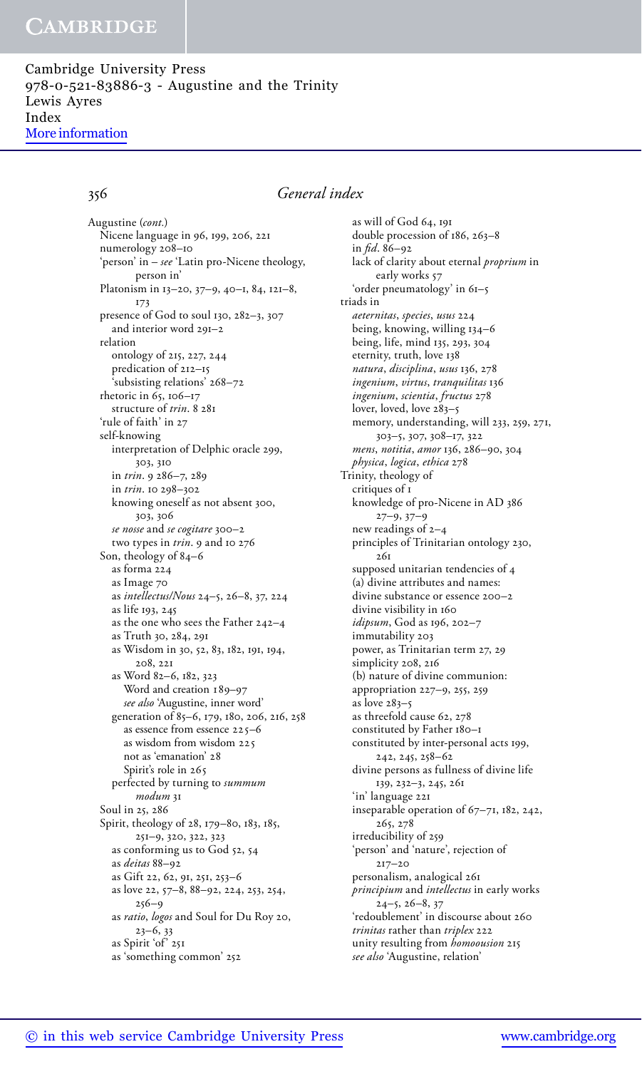Augustine (*cont.*)
  Nicene language in 96, 199, 206, 221
  numerology 208–10
  'person' in – *see* 'Latin pro-Nicene theology, person in'
  Platonism in 13–20, 37–9, 40–1, 84, 121–8, 173
  presence of God to soul 130, 282–3, 307
    and interior word 291–2
  relation
    ontology of 215, 227, 244
    predication of 212–15
    'subsisting relations' 268–72
  rhetoric in 65, 106–17
    structure of *trin*. 8 281
  'rule of faith' in 27
  self-knowing
    interpretation of Delphic oracle 299, 303, 310
    in *trin*. 9 286–7, 289
    in *trin*. 10 298–302
    knowing oneself as not absent 300, 303, 306
    *se nosse* and *se cogitare* 300–2
    two types in *trin*. 9 and 10 276
  Son, theology of 84–6
    as forma 224
    as Image 70
    as *intellectus*/*Nous* 24–5, 26–8, 37, 224
    as life 193, 245
    as the one who sees the Father 242–4
    as Truth 30, 284, 291
    as Wisdom in 30, 52, 83, 182, 191, 194, 208, 221
    as Word 82–6, 182, 323
      Word and creation 189–97
      *see also* 'Augustine, inner word'
    generation of 85–6, 179, 180, 206, 216, 258
      as essence from essence 225–6
      as wisdom from wisdom 225
      not as 'emanation' 28
      Spirit's role in 265
    perfected by turning to *summum modum* 31
  Soul in 25, 286
  Spirit, theology of 28, 179–80, 183, 185, 251–9, 320, 322, 323
    as conforming us to God 52, 54
    as *deitas* 88–92
    as Gift 22, 62, 91, 251, 253–6
    as love 22, 57–8, 88–92, 224, 253, 254, 256–9
    as *ratio*, *logos* and Soul for Du Roy 20, 23–6, 33
    as Spirit 'of' 251
    as 'something common' 252
    as will of God 64, 191
    double procession of 186, 263–8
    in *fid*. 86–92
    lack of clarity about eternal *proprium* in early works 57
    'order pneumatology' in 61–5
triads in
  *aeternitas*, *species*, *usus* 224
  being, knowing, willing 134–6
  being, life, mind 135, 293, 304
  eternity, truth, love 138
  *natura*, *disciplina*, *usus* 136, 278
  *ingenium*, *virtus*, *tranquilitas* 136
  *ingenium*, *scientia*, *fructus* 278
  lover, loved, love 283–5
  memory, understanding, will 233, 259, 271, 303–5, 307, 308–17, 322
  *mens*, *notitia*, *amor* 136, 286–90, 304
  *physica*, *logica*, *ethica* 278
Trinity, theology of
  critiques of 1
  knowledge of pro-Nicene in AD 386 27–9, 37–9
  new readings of 2–4
  principles of Trinitarian ontology 230, 261
  supposed unitarian tendencies of 4
  (a) divine attributes and names:
  divine substance or essence 200–2
  divine visibility in 160
  *idipsum*, God as 196, 202–7
  immutability 203
  power, as Trinitarian term 27, 29
  simplicity 208, 216
  (b) nature of divine communion:
  appropriation 227–9, 255, 259
  as love 283–5
  as threefold cause 62, 278
  constituted by Father 180–1
  constituted by inter-personal acts 199, 242, 245, 258–62
  divine persons as fullness of divine life 139, 232–3, 245, 261
  'in' language 221
  inseparable operation of 67–71, 182, 242, 265, 278
  irreducibility of 259
  'person' and 'nature', rejection of 217–20
  personalism, analogical 261
  *principium* and *intellectus* in early works 24–5, 26–8, 37
  'redoublement' in discourse about 260
  *trinitas* rather than *triplex* 222
  unity resulting from *homoousion* 215
  *see also* 'Augustine, relation'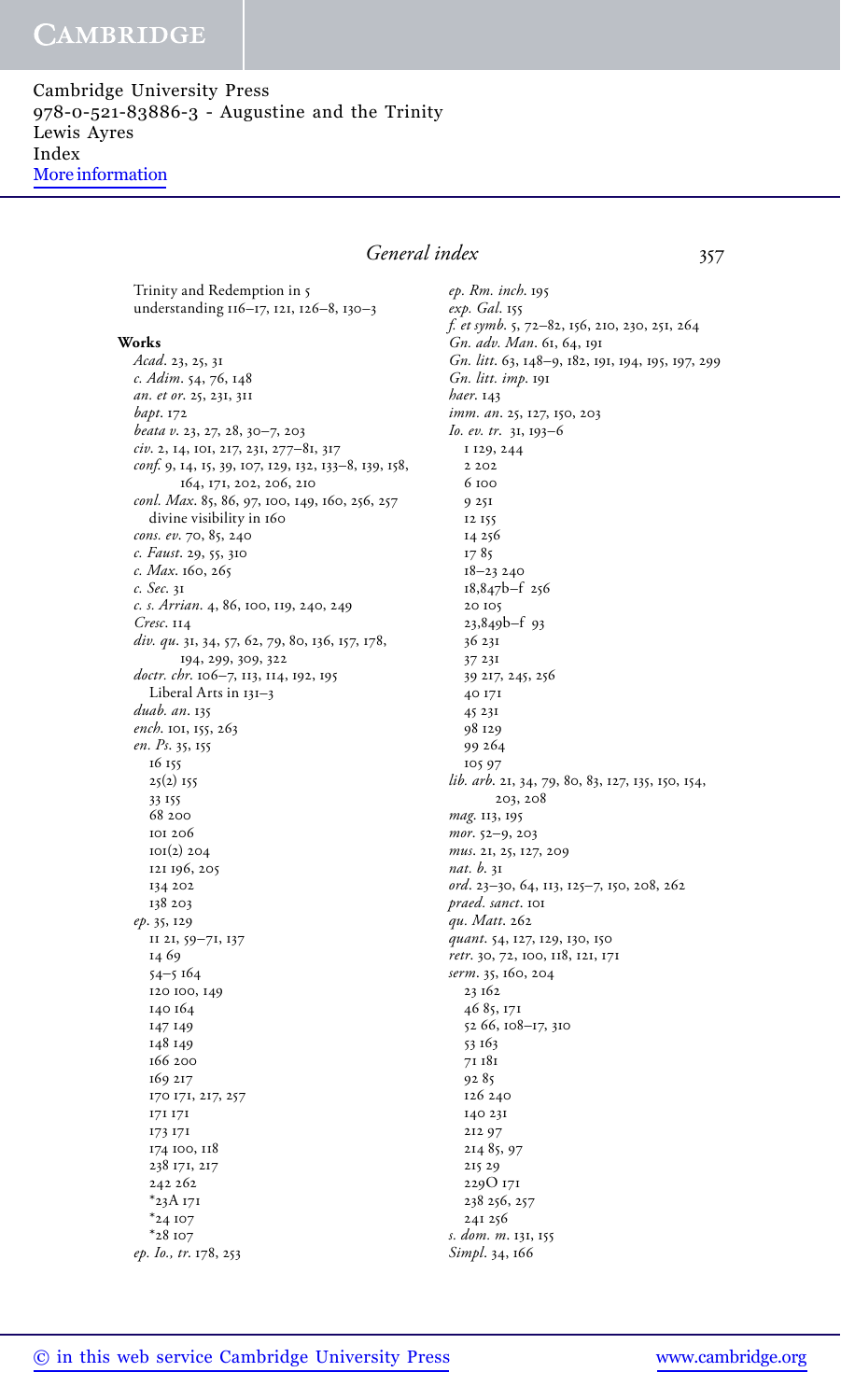Trinity and Redemption in 5
understanding 116–17, 121, 126–8, 130–3

**Works**

*Acad.* 23, 25, 31
*c. Adim.* 54, 76, 148
*an. et or.* 25, 231, 311
*bapt.* 172
*beata v.* 23, 27, 28, 30–7, 203
*civ.* 2, 14, 101, 217, 231, 277–81, 317
*conf.* 9, 14, 15, 39, 107, 129, 132, 133–8, 139, 158, 164, 171, 202, 206, 210
*conl. Max.* 85, 86, 97, 100, 149, 160, 256, 257
  divine visibility in 160
*cons. ev.* 70, 85, 240
*c. Faust.* 29, 55, 310
*c. Max.* 160, 265
*c. Sec.* 31
*c. s. Arrian.* 4, 86, 100, 119, 240, 249
*Cresc.* 114
*div. qu.* 31, 34, 57, 62, 79, 80, 136, 157, 178, 194, 299, 309, 322
*doctr. chr.* 106–7, 113, 114, 192, 195
  Liberal Arts in 131–3
*duab. an.* 135
*ench.* 101, 155, 263
*en. Ps.* 35, 155
  16 155
  25(2) 155
  33 155
  68 200
  101 206
  101(2) 204
  121 196, 205
  134 202
  138 203
*ep.* 35, 129
  11 21, 59–71, 137
  14 69
  54–5 164
  120 100, 149
  140 164
  147 149
  148 149
  166 200
  169 217
  170 171, 217, 257
  171 171
  173 171
  174 100, 118
  238 171, 217
  242 262
  *23A 171
  *24 107
  *28 107
*ep. Io., tr.* 178, 253
*ep. Rm. inch.* 195
*exp. Gal.* 155
*f. et symb.* 5, 72–82, 156, 210, 230, 251, 264
*Gn. adv. Man.* 61, 64, 191
*Gn. litt.* 63, 148–9, 182, 191, 194, 195, 197, 299
*Gn. litt. imp.* 191
*haer.* 143
*imm. an.* 25, 127, 150, 203
*Io. ev. tr.* 31, 193–6
  1 129, 244
  2 202
  6 100
  9 251
  12 155
  14 256
  17 85
  18–23 240
  18,847b–f 256
  20 105
  23,849b–f 93
  36 231
  37 231
  39 217, 245, 256
  40 171
  45 231
  98 129
  99 264
  105 97
*lib. arb.* 21, 34, 79, 80, 83, 127, 135, 150, 154, 203, 208
*mag.* 113, 195
*mor.* 52–9, 203
*mus.* 21, 25, 127, 209
*nat. b.* 31
*ord.* 23–30, 64, 113, 125–7, 150, 208, 262
*praed. sanct.* 101
*qu. Matt.* 262
*quant.* 54, 127, 129, 130, 150
*retr.* 30, 72, 100, 118, 121, 171
*serm.* 35, 160, 204
  23 162
  46 85, 171
  52 66, 108–17, 310
  53 163
  71 181
  92 85
  126 240
  140 231
  212 97
  214 85, 97
  215 29
  229O 171
  238 256, 257
  241 256
*s. dom. m.* 131, 155
*Simpl.* 34, 166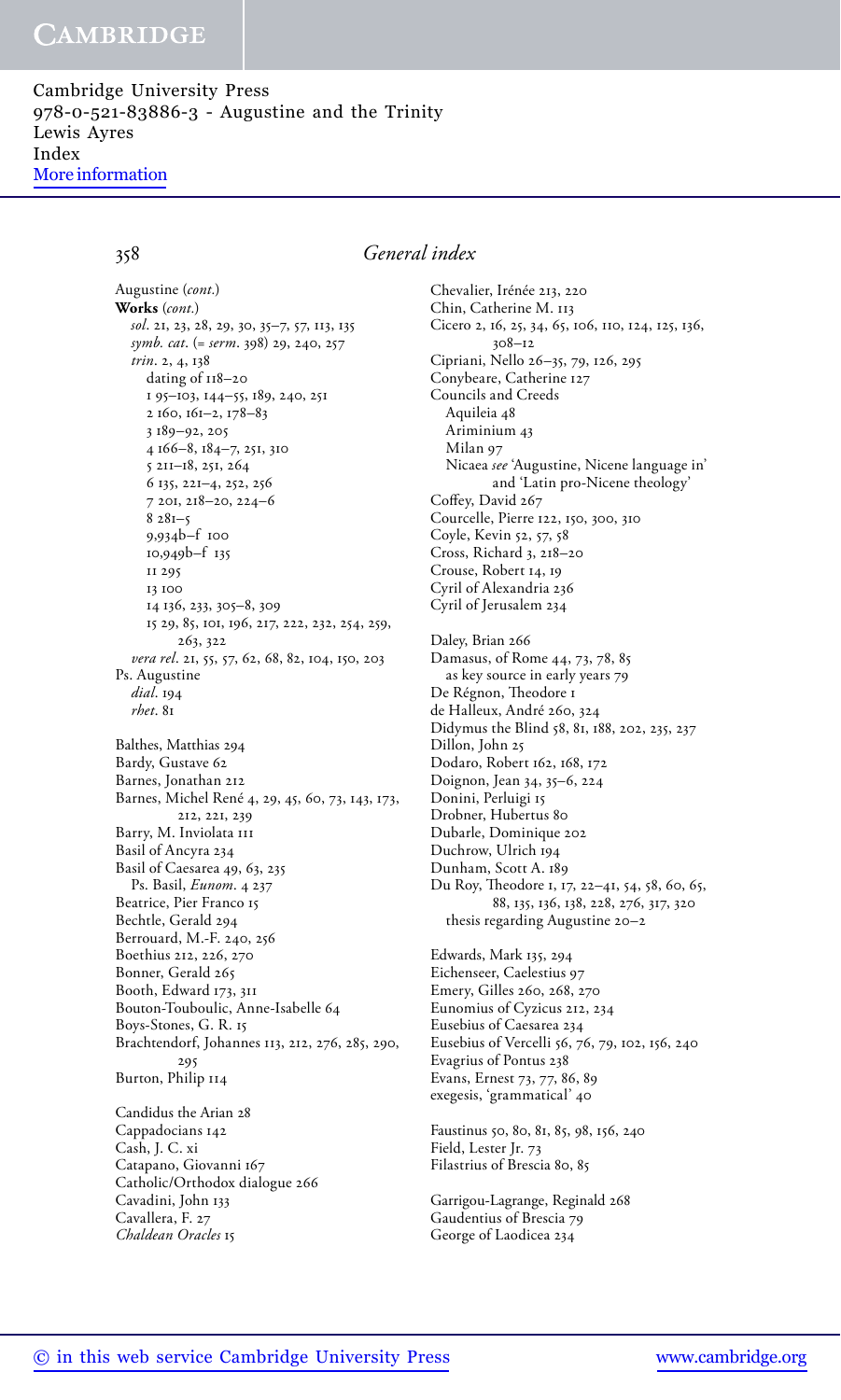## General index

Augustine (*cont.*)
**Works** (*cont.*)
*sol*. 21, 23, 28, 29, 30, 35–7, 57, 113, 135
*symb. cat*. (= *serm*. 398) 29, 240, 257
*trin*. 2, 4, 138
dating of 118–20
1 95–103, 144–55, 189, 240, 251
2 160, 161–2, 178–83
3 189–92, 205
4 166–8, 184–7, 251, 310
5 211–18, 251, 264
6 135, 221–4, 252, 256
7 201, 218–20, 224–6
8 281–5
9,934b–f 100
10,949b–f 135
11 295
13 100
14 136, 233, 305–8, 309
15 29, 85, 101, 196, 217, 222, 232, 254, 259, 263, 322
*vera rel*. 21, 55, 57, 62, 68, 82, 104, 150, 203
Ps. Augustine
*dial*. 194
*rhet*. 81

Balthes, Matthias 294
Bardy, Gustave 62
Barnes, Jonathan 212
Barnes, Michel René 4, 29, 45, 60, 73, 143, 173, 212, 221, 239
Barry, M. Inviolata 111
Basil of Ancyra 234
Basil of Caesarea 49, 63, 235
Ps. Basil, *Eunom*. 4 237
Beatrice, Pier Franco 15
Bechtle, Gerald 294
Berrouard, M.-F. 240, 256
Boethius 212, 226, 270
Bonner, Gerald 265
Booth, Edward 173, 311
Bouton-Touboulic, Anne-Isabelle 64
Boys-Stones, G. R. 15
Brachtendorf, Johannes 113, 212, 276, 285, 290, 295
Burton, Philip 114

Candidus the Arian 28
Cappadocians 142
Cash, J. C. xi
Catapano, Giovanni 167
Catholic/Orthodox dialogue 266
Cavadini, John 133
Cavallera, F. 27
*Chaldean Oracles* 15
Chevalier, Irénée 213, 220
Chin, Catherine M. 113
Cicero 2, 16, 25, 34, 65, 106, 110, 124, 125, 136, 308–12
Cipriani, Nello 26–35, 79, 126, 295
Conybeare, Catherine 127
Councils and Creeds
Aquileia 48
Ariminium 43
Milan 97
Nicaea *see* 'Augustine, Nicene language in' and 'Latin pro-Nicene theology'
Coffey, David 267
Courcelle, Pierre 122, 150, 300, 310
Coyle, Kevin 52, 57, 58
Cross, Richard 3, 218–20
Crouse, Robert 14, 19
Cyril of Alexandria 236
Cyril of Jerusalem 234

Daley, Brian 266
Damasus, of Rome 44, 73, 78, 85
as key source in early years 79
De Régnon, Theodore 1
de Halleux, André 260, 324
Didymus the Blind 58, 81, 188, 202, 235, 237
Dillon, John 25
Dodaro, Robert 162, 168, 172
Doignon, Jean 34, 35–6, 224
Donini, Perluigi 15
Drobner, Hubertus 80
Dubarle, Dominique 202
Duchrow, Ulrich 194
Dunham, Scott A. 189
Du Roy, Théodore 1, 17, 22–41, 54, 58, 60, 65, 88, 135, 136, 138, 228, 276, 317, 320
thesis regarding Augustine 20–2

Edwards, Mark 135, 294
Eichenseer, Caelestius 97
Emery, Gilles 260, 268, 270
Eunomius of Cyzicus 212, 234
Eusebius of Caesarea 234
Eusebius of Vercelli 56, 76, 79, 102, 156, 240
Evagrius of Pontus 238
Evans, Ernest 73, 77, 86, 89
exegesis, 'grammatical' 40

Faustinus 50, 80, 81, 85, 98, 156, 240
Field, Lester Jr. 73
Filastrius of Brescia 80, 85

Garrigou-Lagrange, Reginald 268
Gaudentius of Brescia 79
George of Laodicea 234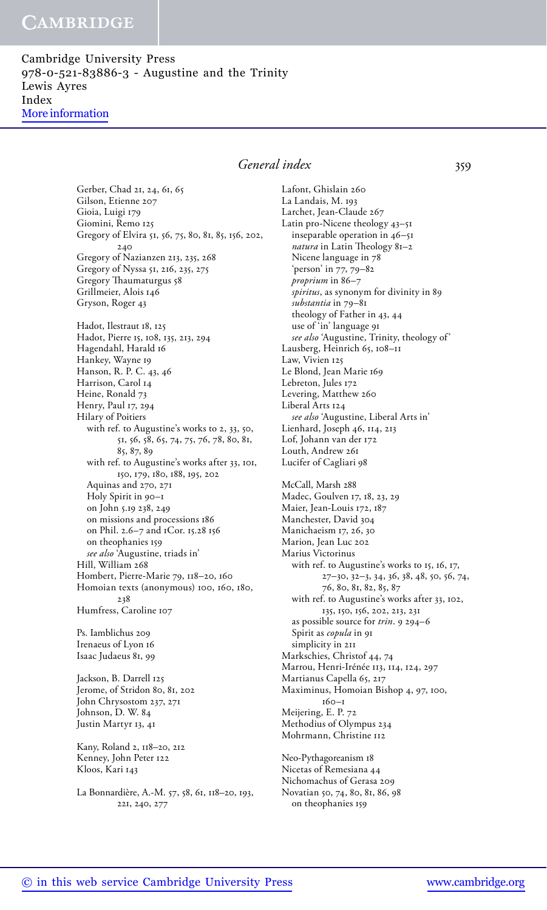## General index

Gerber, Chad 21, 24, 61, 65
Gilson, Etienne 207
Gioia, Luigi 179
Giomini, Remo 125
Gregory of Elvira 51, 56, 75, 80, 81, 85, 156, 202, 240
Gregory of Nazianzen 213, 235, 268
Gregory of Nyssa 51, 216, 235, 275
Gregory Thaumaturgus 58
Grillmeier, Alois 146
Gryson, Roger 43

Hadot, Ilestraut 18, 125
Hadot, Pierre 15, 108, 135, 213, 294
Hagendahl, Harald 16
Hankey, Wayne 19
Hanson, R. P. C. 43, 46
Harrison, Carol 14
Heine, Ronald 73
Henry, Paul 17, 294
Hilary of Poitiers
  with ref. to Augustine's works to 2, 33, 50, 51, 56, 58, 65, 74, 75, 76, 78, 80, 81, 85, 87, 89
  with ref. to Augustine's works after 33, 101, 150, 179, 180, 188, 195, 202
  Aquinas and 270, 271
  Holy Spirit in 90–1
  on John 5.19 238, 249
  on missions and processions 186
  on Phil. 2.6–7 and 1Cor. 15.28 156
  on theophanies 159
  *see also* 'Augustine, triads in'
Hill, William 268
Hombert, Pierre-Marie 79, 118–20, 160
Homoian texts (anonymous) 100, 160, 180, 238
Humfress, Caroline 107

Ps. Iamblichus 209
Irenaeus of Lyon 16
Isaac Judaeus 81, 99

Jackson, B. Darrell 125
Jerome, of Stridon 80, 81, 202
John Chrysostom 237, 271
Johnson, D. W. 84
Justin Martyr 13, 41

Kany, Roland 2, 118–20, 212
Kenney, John Peter 122
Kloos, Kari 143

La Bonnardière, A.-M. 57, 58, 61, 118–20, 193, 221, 240, 277

Lafont, Ghislain 260
La Landais, M. 193
Larchet, Jean-Claude 267
Latin pro-Nicene theology 43–51
  inseparable operation in 46–51
  *natura* in Latin Theology 81–2
  Nicene language in 78
  'person' in 77, 79–82
  *proprium* in 86–7
  *spiritus*, as synonym for divinity in 89
  *substantia* in 79–81
  theology of Father in 43, 44
  use of 'in' language 91
  *see also* 'Augustine, Trinity, theology of'
Lausberg, Heinrich 65, 108–11
Law, Vivien 125
Le Blond, Jean Marie 169
Lebreton, Jules 172
Levering, Matthew 260
Liberal Arts 124
  *see also* 'Augustine, Liberal Arts in'
Lienhard, Joseph 46, 114, 213
Lof, Johann van der 172
Louth, Andrew 261
Lucifer of Cagliari 98

McCall, Marsh 288
Madec, Goulven 17, 18, 23, 29
Maier, Jean-Louis 172, 187
Manchester, David 304
Manichaeism 17, 26, 30
Marion, Jean Luc 202
Marius Victorinus
  with ref. to Augustine's works to 15, 16, 17, 27–30, 32–3, 34, 36, 38, 48, 50, 56, 74, 76, 80, 81, 82, 85, 87
  with ref. to Augustine's works after 33, 102, 135, 150, 156, 202, 213, 231
  as possible source for *trin*. 9 294–6
  Spirit as *copula* in 91
  simplicity in 211
Markschies, Christof 44, 74
Marrou, Henri-Irénée 113, 114, 124, 297
Martianus Capella 65, 217
Maximinus, Homoian Bishop 4, 97, 100, 160–1
Meijering, E. P. 72
Methodius of Olympus 234
Mohrmann, Christine 112

Neo-Pythagoreanism 18
Nicetas of Remesiana 44
Nichomachus of Gerasa 209
Novatian 50, 74, 80, 81, 86, 98
  on theophanies 159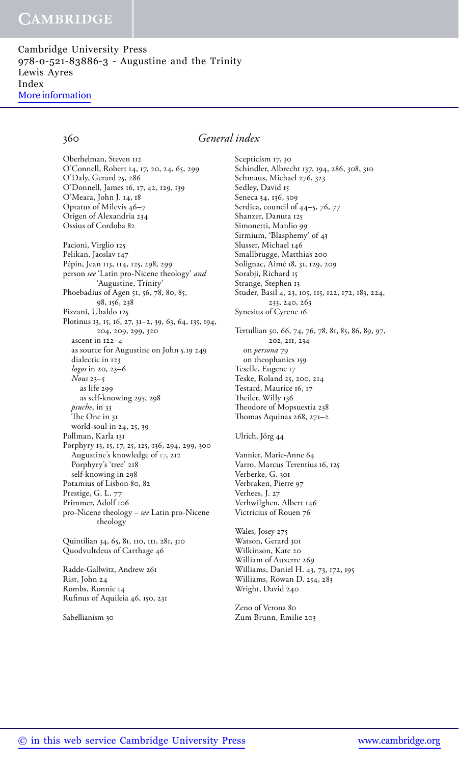## General index

Oberhelman, Steven 112
O'Connell, Robert 14, 17, 20, 24, 65, 299
O'Daly, Gerard 25, 286
O'Donnell, James 16, 17, 42, 129, 139
O'Meara, John J. 14, 18
Optatus of Milevis 46–7
Origen of Alexandria 234
Ossius of Cordoba 82

Pacioni, Virglio 125
Pelikan, Jaoslav 147
Pépin, Jean 113, 114, 125, 298, 299
person *see* 'Latin pro-Nicene theology' *and* 'Augustine, Trinity'
Phoebadius of Agen 51, 56, 78, 80, 85, 98, 156, 238
Pizzani, Ubaldo 125
Plotinus 13, 15, 16, 27, 31–2, 39, 63, 64, 135, 194, 204, 209, 299, 320
  ascent in 122–4
  as source for Augustine on John 5.19 249
  dialectic in 123
  *logos* in 20, 23–6
  *Nous* 23–5
    as life 299
    as self-knowing 295, 298
  *psuche*, in 33
  The One in 31
  world-soul in 24, 25, 39
Pollman, Karla 131
Porphyry 13, 15, 17, 25, 125, 136, 294, 299, 300
  Augustine's knowledge of 17, 212
  Porphyry's 'tree' 218
  self-knowing in 298
Potamius of Lisbon 80, 82
Prestige, G. L. 77
Primmer, Adolf 106
pro-Nicene theology – *see* Latin pro-Nicene theology

Quintilian 34, 65, 81, 110, 111, 281, 310
Quodvultdeus of Carthage 46

Radde-Gallwitz, Andrew 261
Rist, John 24
Rombs, Ronnie 14
Rufinus of Aquileia 46, 150, 231

Sabellianism 30
Scepticism 17, 30
Schindler, Albrecht 137, 194, 286, 308, 310
Schmaus, Michael 276, 323
Sedley, David 15
Seneca 34, 136, 309
Serdica, council of 44–5, 76, 77
Shanzer, Danuta 125
Simonetti, Manlio 99
Sirmium, 'Blasphemy' of 43
Slusser, Michael 146
Smallbrugge, Matthias 200
Solignac, Aimé 18, 31, 129, 209
Sorabji, Richard 15
Strange, Stephen 13
Studer, Basil 4, 23, 105, 115, 122, 172, 183, 224, 233, 240, 263
Synesius of Cyrene 16

Tertullian 50, 66, 74, 76, 78, 81, 85, 86, 89, 97, 202, 211, 234
  on *persona* 79
  on theophanies 159
Teselle, Eugene 17
Teske, Roland 25, 200, 214
Testard, Maurice 16, 17
Theiler, Willy 136
Theodore of Mopsuestia 238
Thomas Aquinas 268, 271–2

Ulrich, Jörg 44

Vannier, Marie-Anne 64
Varro, Marcus Terentius 16, 125
Verberke, G. 301
Verbraken, Pierre 97
Verhees, J. 27
Verhwilghen, Albert 146
Victricius of Rouen 76

Wales, Josey 275
Watson, Gerard 301
Wilkinson, Kate 20
William of Auxerre 269
Williams, Daniel H. 43, 73, 172, 195
Williams, Rowan D. 254, 283
Wright, David 240

Zeno of Verona 80
Zum Brunn, Emilie 203